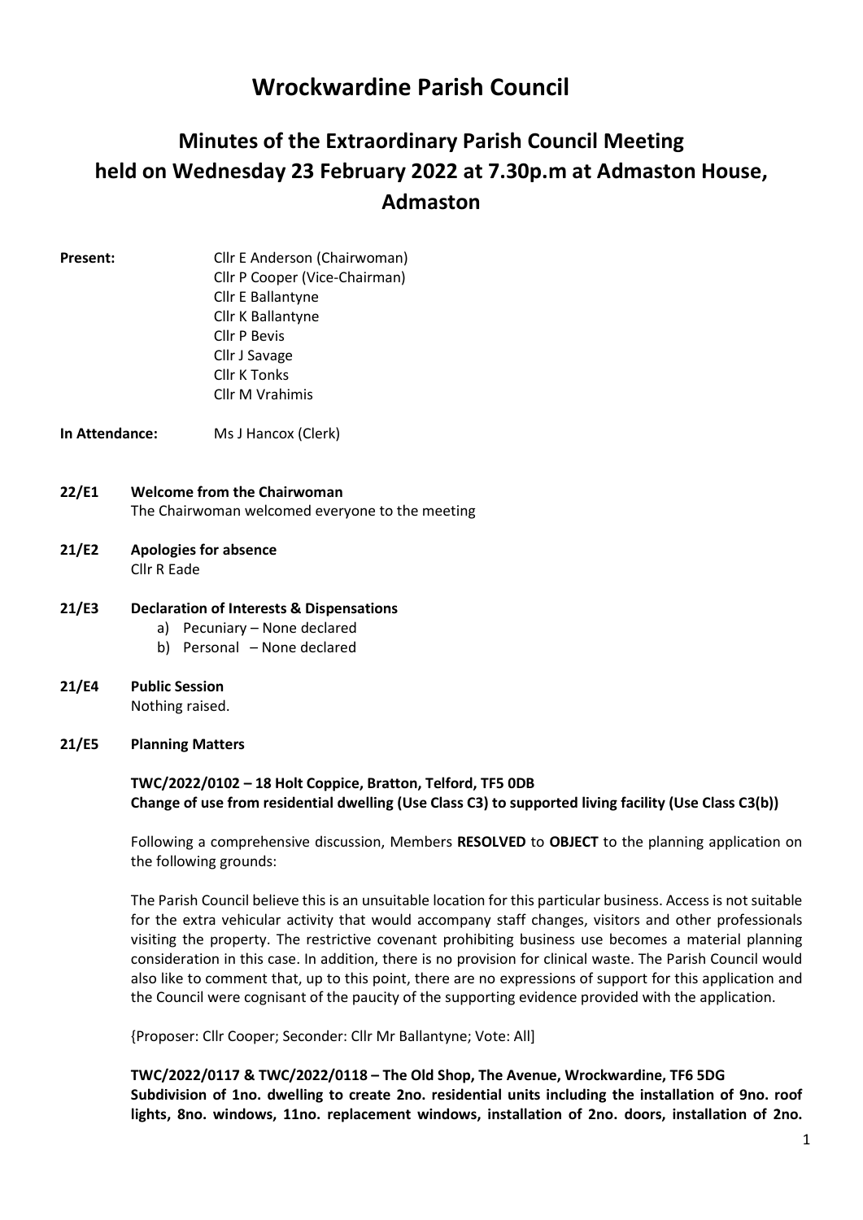# Wrockwardine Parish Council

## Minutes of the Extraordinary Parish Council Meeting held on Wednesday 23 February 2022 at 7.30p.m at Admaston House, Admaston

**Present:**
Cllr E Anderson (Chairwoman)
Cllr P Cooper (Vice-Chairman)
Cllr E Ballantyne
Cllr K Ballantyne
Cllr P Bevis
Cllr J Savage
Cllr K Tonks
Cllr M Vrahimis

**In Attendance:** Ms J Hancox (Clerk)

**22/E1 Welcome from the Chairwoman**
The Chairwoman welcomed everyone to the meeting

**21/E2 Apologies for absence**
Cllr R Eade

**21/E3 Declaration of Interests & Dispensations**

a) Pecuniary – None declared
b) Personal – None declared

**21/E4 Public Session**
Nothing raised.

**21/E5 Planning Matters**

**TWC/2022/0102 – 18 Holt Coppice, Bratton, Telford, TF5 0DB**
**Change of use from residential dwelling (Use Class C3) to supported living facility (Use Class C3(b))**

Following a comprehensive discussion, Members **RESOLVED** to **OBJECT** to the planning application on the following grounds:

The Parish Council believe this is an unsuitable location for this particular business. Access is not suitable for the extra vehicular activity that would accompany staff changes, visitors and other professionals visiting the property. The restrictive covenant prohibiting business use becomes a material planning consideration in this case. In addition, there is no provision for clinical waste. The Parish Council would also like to comment that, up to this point, there are no expressions of support for this application and the Council were cognisant of the paucity of the supporting evidence provided with the application.

{Proposer: Cllr Cooper; Seconder: Cllr Mr Ballantyne; Vote: All]

**TWC/2022/0117 & TWC/2022/0118 – The Old Shop, The Avenue, Wrockwardine, TF6 5DG**
**Subdivision of 1no. dwelling to create 2no. residential units including the installation of 9no. roof lights, 8no. windows, 11no. replacement windows, installation of 2no. doors, installation of 2no.**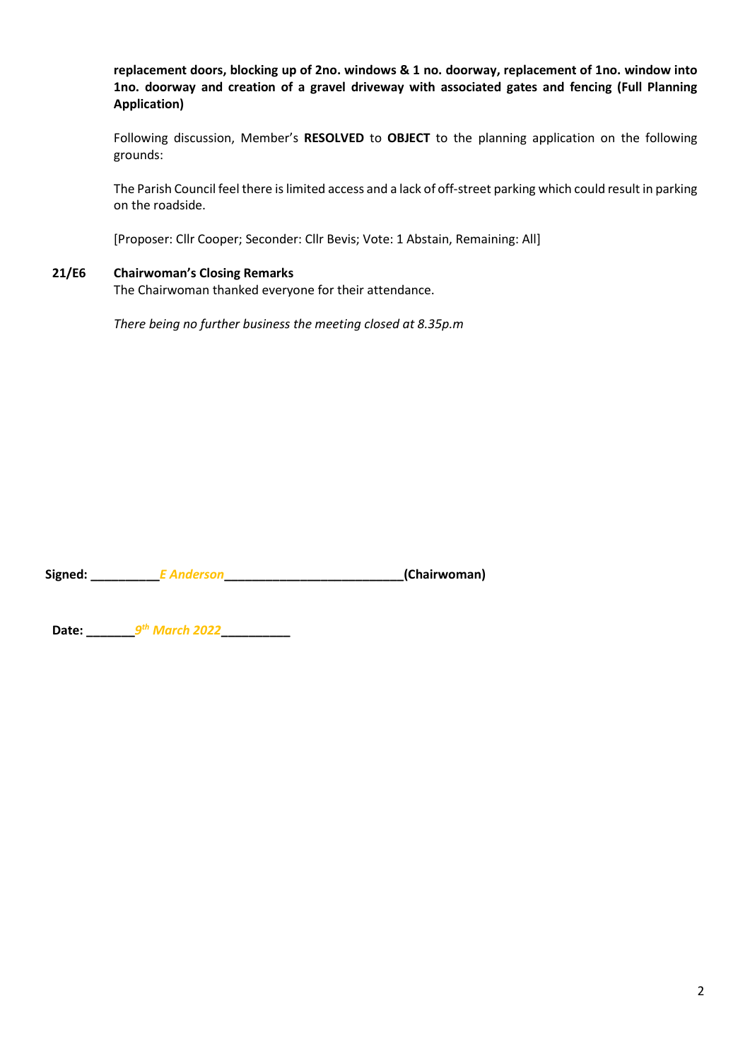**replacement doors, blocking up of 2no. windows & 1 no. doorway, replacement of 1no. window into 1no. doorway and creation of a gravel driveway with associated gates and fencing (Full Planning Application)**

Following discussion, Member's **RESOLVED** to **OBJECT** to the planning application on the following grounds:

The Parish Council feel there is limited access and a lack of off-street parking which could result in parking on the roadside.

[Proposer: Cllr Cooper; Seconder: Cllr Bevis; Vote: 1 Abstain, Remaining: All]

**21/E6 Chairwoman's Closing Remarks**

The Chairwoman thanked everyone for their attendance.

*There being no further business the meeting closed at 8.35p.m*

**Signed:** __________*E Anderson*__________________________**(Chairwoman)**

**Date:** _______*9th March 2022*__________